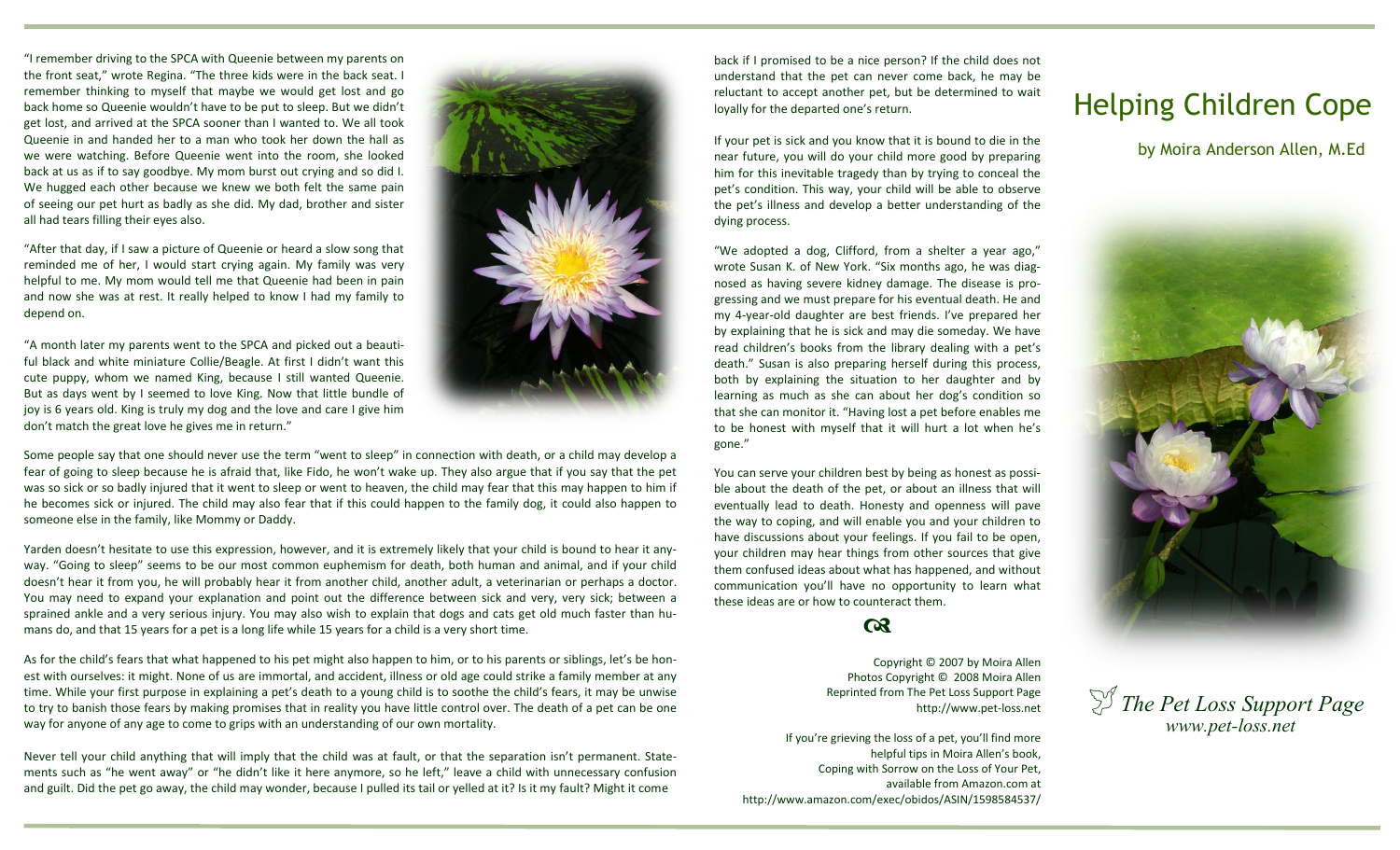"I remember driving to the SPCA with Queenie between my parents on the front seat," wrote Regina. "The three kids were in the back seat. I remember thinking to myself that maybe we would get lost and go back home so Queenie wouldn't have to be put to sleep. But we didn't get lost, and arrived at the SPCA sooner than I wanted to. We all took Queenie in and handed her to a man who took her down the hall as we were watching. Before Queenie went into the room, she looked back at us as if to say goodbye. My mom burst out crying and so did I. We hugged each other because we knew we both felt the same pain of seeing our pet hurt as badly as she did. My dad, brother and sister all had tears filling their eyes also.

"After that day, if I saw a picture of Queenie or heard a slow song that reminded me of her, I would start crying again. My family was very helpful to me. My mom would tell me that Queenie had been in pain and now she was at rest. It really helped to know I had my family to depend on.

"A month later my parents went to the SPCA and picked out a beautiful black and white miniature Collie/Beagle. At first I didn't want this cute puppy, whom we named King, because I still wanted Queenie. But as days went by I seemed to love King. Now that little bundle of joy is 6 years old. King is truly my dog and the love and care I give him don't match the great love he gives me in return."

Some people say that one should never use the term "went to sleep" in connection with death, or a child may develop a fear of going to sleep because he is afraid that, like Fido, he won't wake up. They also argue that if you say that the pet was so sick or so badly injured that it went to sleep or went to heaven, the child may fear that this may happen to him if he becomes sick or injured. The child may also fear that if this could happen to the family dog, it could also happen to someone else in the family, like Mommy or Daddy.

Yarden doesn't hesitate to use this expression, however, and it is extremely likely that your child is bound to hear it anyway. "Going to sleep" seems to be our most common euphemism for death, both human and animal, and if your child doesn't hear it from you, he will probably hear it from another child, another adult, a veterinarian or perhaps a doctor. You may need to expand your explanation and point out the difference between sick and very, very sick; between a sprained ankle and a very serious injury. You may also wish to explain that dogs and cats get old much faster than humans do, and that 15 years for a pet is a long life while 15 years for a child is a very short time.

As for the child's fears that what happened to his pet might also happen to him, or to his parents or siblings, let's be honest with ourselves: it might. None of us are immortal, and accident, illness or old age could strike a family member at any time. While your first purpose in explaining a pet's death to a young child is to soothe the child's fears, it may be unwise to try to banish those fears by making promises that in reality you have little control over. The death of a pet can be one way for anyone of any age to come to grips with an understanding of our own mortality.

Never tell your child anything that will imply that the child was at fault, or that the separation isn't permanent. Statements such as "he went away" or "he didn't like it here anymore, so he left," leave a child with unnecessary confusion and guilt. Did the pet go away, the child may wonder, because I pulled its tail or yelled at it? Is it my fault? Might it come back if I promised to be a nice person? If the child does not understand that the pet can never come back, he may be reluctant to accept another pet, but be determined to wait loyally for the departed one's return.

If your pet is sick and you know that it is bound to die in the near future, you will do your child more good by preparing him for this inevitable tragedy than by trying to conceal the pet's condition. This way, your child will be able to observe the pet's illness and develop a better understanding of the dying process.

"We adopted a dog, Clifford, from a shelter a year ago," wrote Susan K. of New York. "Six months ago, he was diagnosed as having severe kidney damage. The disease is progressing and we must prepare for his eventual death. He and my 4-year-old daughter are best friends. I've prepared her by explaining that he is sick and may die someday. We have read children's books from the library dealing with a pet's death." Susan is also preparing herself during this process, both by explaining the situation to her daughter and by learning as much as she can about her dog's condition so that she can monitor it. "Having lost a pet before enables me to be honest with myself that it will hurt a lot when he's gone."

You can serve your children best by being as honest as possible about the death of the pet, or about an illness that will eventually lead to death. Honesty and openness will pave the way to coping, and will enable you and your children to have discussions about your feelings. If you fail to be open, your children may hear things from other sources that give them confused ideas about what has happened, and without communication you'll have no opportunity to learn what these ideas are or how to counteract them.

Copyright © 2007 by Moira Allen
Photos Copyright © 2008 Moira Allen
Reprinted from The Pet Loss Support Page
http://www.pet-loss.net

If you're grieving the loss of a pet, you'll find more helpful tips in Moira Allen's book, Coping with Sorrow on the Loss of Your Pet, available from Amazon.com at
http://www.amazon.com/exec/obidos/ASIN/1598584537/

# Helping Children Cope

by Moira Anderson Allen, M.Ed

*The Pet Loss Support Page*
*www.pet-loss.net*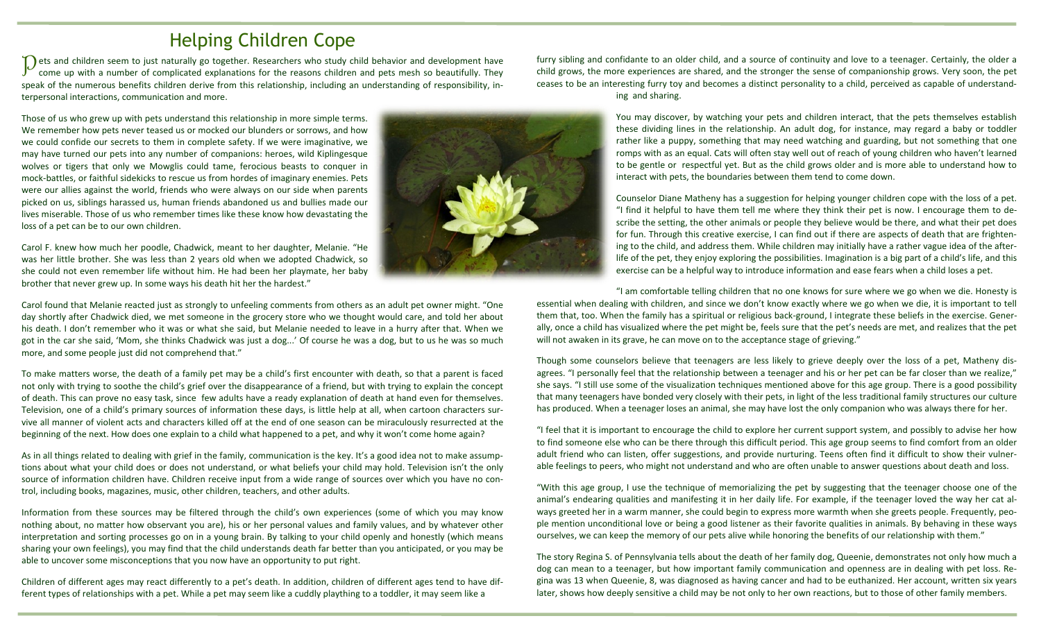# Helping Children Cope

Pets and children seem to just naturally go together. Researchers who study child behavior and development have come up with a number of complicated explanations for the reasons children and pets mesh so beautifully. They speak of the numerous benefits children derive from this relationship, including an understanding of responsibility, interpersonal interactions, communication and more.

Those of us who grew up with pets understand this relationship in more simple terms. We remember how pets never teased us or mocked our blunders or sorrows, and how we could confide our secrets to them in complete safety. If we were imaginative, we may have turned our pets into any number of companions: heroes, wild Kiplingesque wolves or tigers that only we Mowglis could tame, ferocious beasts to conquer in mock-battles, or faithful sidekicks to rescue us from hordes of imaginary enemies. Pets were our allies against the world, friends who were always on our side when parents picked on us, siblings harassed us, human friends abandoned us and bullies made our lives miserable. Those of us who remember times like these know how devastating the loss of a pet can be to our own children.

Carol F. knew how much her poodle, Chadwick, meant to her daughter, Melanie. "He was her little brother. She was less than 2 years old when we adopted Chadwick, so she could not even remember life without him. He had been her playmate, her baby brother that never grew up. In some ways his death hit her the hardest."

Carol found that Melanie reacted just as strongly to unfeeling comments from others as an adult pet owner might. "One day shortly after Chadwick died, we met someone in the grocery store who we thought would care, and told her about his death. I don't remember who it was or what she said, but Melanie needed to leave in a hurry after that. When we got in the car she said, 'Mom, she thinks Chadwick was just a dog...' Of course he was a dog, but to us he was so much more, and some people just did not comprehend that."

To make matters worse, the death of a family pet may be a child's first encounter with death, so that a parent is faced not only with trying to soothe the child's grief over the disappearance of a friend, but with trying to explain the concept of death. This can prove no easy task, since few adults have a ready explanation of death at hand even for themselves. Television, one of a child's primary sources of information these days, is little help at all, when cartoon characters survive all manner of violent acts and characters killed off at the end of one season can be miraculously resurrected at the beginning of the next. How does one explain to a child what happened to a pet, and why it won't come home again?

As in all things related to dealing with grief in the family, communication is the key. It's a good idea not to make assumptions about what your child does or does not understand, or what beliefs your child may hold. Television isn't the only source of information children have. Children receive input from a wide range of sources over which you have no control, including books, magazines, music, other children, teachers, and other adults.

Information from these sources may be filtered through the child's own experiences (some of which you may know nothing about, no matter how observant you are), his or her personal values and family values, and by whatever other interpretation and sorting processes go on in a young brain. By talking to your child openly and honestly (which means sharing your own feelings), you may find that the child understands death far better than you anticipated, or you may be able to uncover some misconceptions that you now have an opportunity to put right.

Children of different ages may react differently to a pet's death. In addition, children of different ages tend to have different types of relationships with a pet. While a pet may seem like a cuddly plaything to a toddler, it may seem like a furry sibling and confidante to an older child, and a source of continuity and love to a teenager. Certainly, the older a child grows, the more experiences are shared, and the stronger the sense of companionship grows. Very soon, the pet ceases to be an interesting furry toy and becomes a distinct personality to a child, perceived as capable of understanding and sharing.

You may discover, by watching your pets and children interact, that the pets themselves establish these dividing lines in the relationship. An adult dog, for instance, may regard a baby or toddler rather like a puppy, something that may need watching and guarding, but not something that one romps with as an equal. Cats will often stay well out of reach of young children who haven't learned to be gentle or respectful yet. But as the child grows older and is more able to understand how to interact with pets, the boundaries between them tend to come down.

Counselor Diane Matheny has a suggestion for helping younger children cope with the loss of a pet. "I find it helpful to have them tell me where they think their pet is now. I encourage them to describe the setting, the other animals or people they believe would be there, and what their pet does for fun. Through this creative exercise, I can find out if there are aspects of death that are frightening to the child, and address them. While children may initially have a rather vague idea of the afterlife of the pet, they enjoy exploring the possibilities. Imagination is a big part of a child's life, and this exercise can be a helpful way to introduce information and ease fears when a child loses a pet.

"I am comfortable telling children that no one knows for sure where we go when we die. Honesty is essential when dealing with children, and since we don't know exactly where we go when we die, it is important to tell them that, too. When the family has a spiritual or religious back-ground, I integrate these beliefs in the exercise. Generally, once a child has visualized where the pet might be, feels sure that the pet's needs are met, and realizes that the pet will not awaken in its grave, he can move on to the acceptance stage of grieving."

Though some counselors believe that teenagers are less likely to grieve deeply over the loss of a pet, Matheny disagrees. "I personally feel that the relationship between a teenager and his or her pet can be far closer than we realize," she says. "I still use some of the visualization techniques mentioned above for this age group. There is a good possibility that many teenagers have bonded very closely with their pets, in light of the less traditional family structures our culture has produced. When a teenager loses an animal, she may have lost the only companion who was always there for her.

"I feel that it is important to encourage the child to explore her current support system, and possibly to advise her how to find someone else who can be there through this difficult period. This age group seems to find comfort from an older adult friend who can listen, offer suggestions, and provide nurturing. Teens often find it difficult to show their vulnerable feelings to peers, who might not understand and who are often unable to answer questions about death and loss.

"With this age group, I use the technique of memorializing the pet by suggesting that the teenager choose one of the animal's endearing qualities and manifesting it in her daily life. For example, if the teenager loved the way her cat always greeted her in a warm manner, she could begin to express more warmth when she greets people. Frequently, people mention unconditional love or being a good listener as their favorite qualities in animals. By behaving in these ways ourselves, we can keep the memory of our pets alive while honoring the benefits of our relationship with them."

The story Regina S. of Pennsylvania tells about the death of her family dog, Queenie, demonstrates not only how much a dog can mean to a teenager, but how important family communication and openness are in dealing with pet loss. Regina was 13 when Queenie, 8, was diagnosed as having cancer and had to be euthanized. Her account, written six years later, shows how deeply sensitive a child may be not only to her own reactions, but to those of other family members.